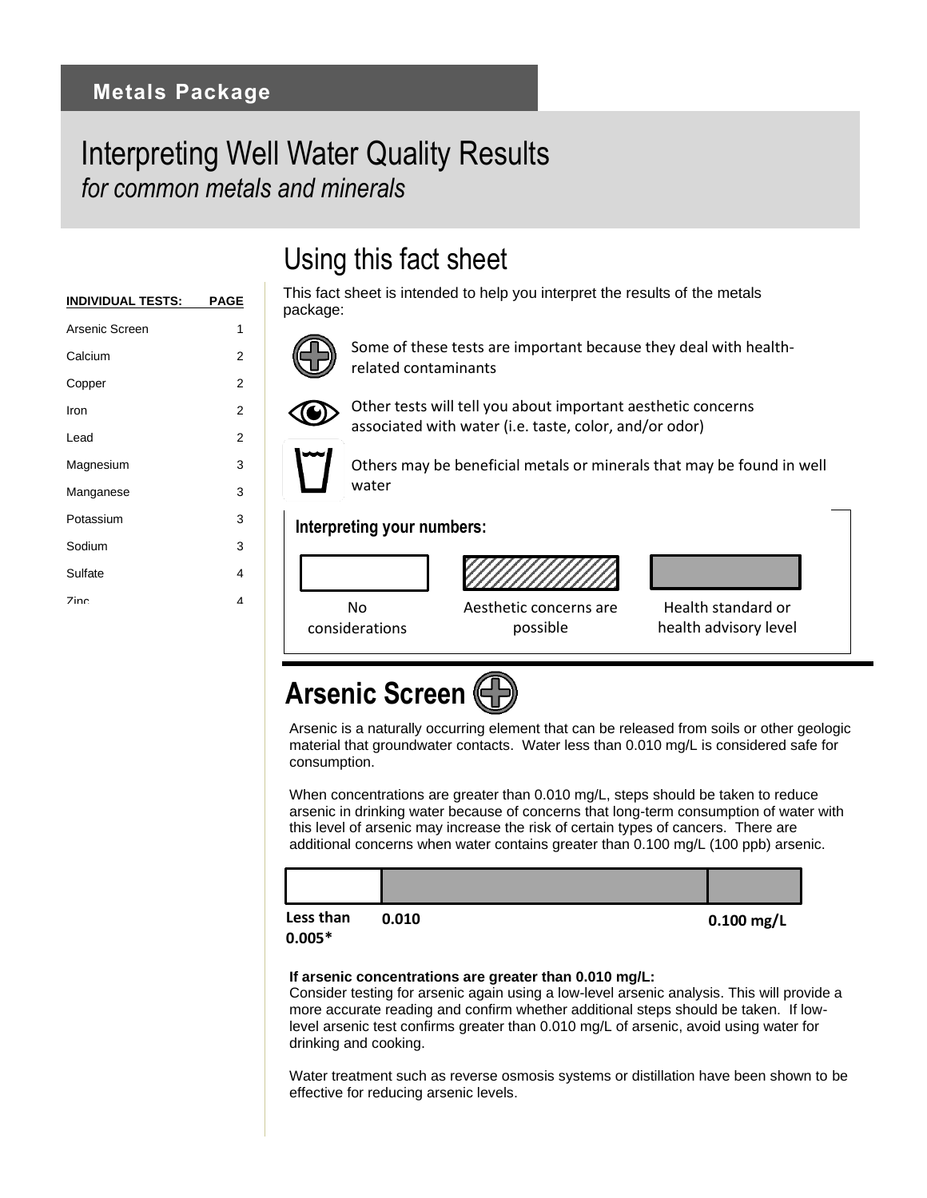**Metals Package**

# Interpreting Well Water Quality Results

*for common metals and minerals*

| INDIVIDUAL TESTS: | PAGE |
|---|---|
| Arsenic Screen | 1 |
| Calcium | 2 |
| Copper | 2 |
| Iron | 2 |
| Lead | 2 |
| Magnesium | 3 |
| Manganese | 3 |
| Potassium | 3 |
| Sodium | 3 |
| Sulfate | 4 |
| Zinc | 4 |

## Using this fact sheet

This fact sheet is intended to help you interpret the results of the metals package:

- Some of these tests are important because they deal with health-related contaminants
- Other tests will tell you about important aesthetic concerns associated with water (i.e. taste, color, and/or odor)
- Others may be beneficial metals or minerals that may be found in well water

**Interpreting your numbers:**

| No considerations | Aesthetic concerns are possible | Health standard or health advisory level |
|---|---|---|

## Arsenic Screen

Arsenic is a naturally occurring element that can be released from soils or other geologic material that groundwater contacts. Water less than 0.010 mg/L is considered safe for consumption.

When concentrations are greater than 0.010 mg/L, steps should be taken to reduce arsenic in drinking water because of concerns that long-term consumption of water with this level of arsenic may increase the risk of certain types of cancers. There are additional concerns when water contains greater than 0.100 mg/L (100 ppb) arsenic.

| Less than 0.005* | 0.010 | 0.100 mg/L |
|---|---|---|

**If arsenic concentrations are greater than 0.010 mg/L:**

Consider testing for arsenic again using a low-level arsenic analysis. This will provide a more accurate reading and confirm whether additional steps should be taken. If low-level arsenic test confirms greater than 0.010 mg/L of arsenic, avoid using water for drinking and cooking.

Water treatment such as reverse osmosis systems or distillation have been shown to be effective for reducing arsenic levels.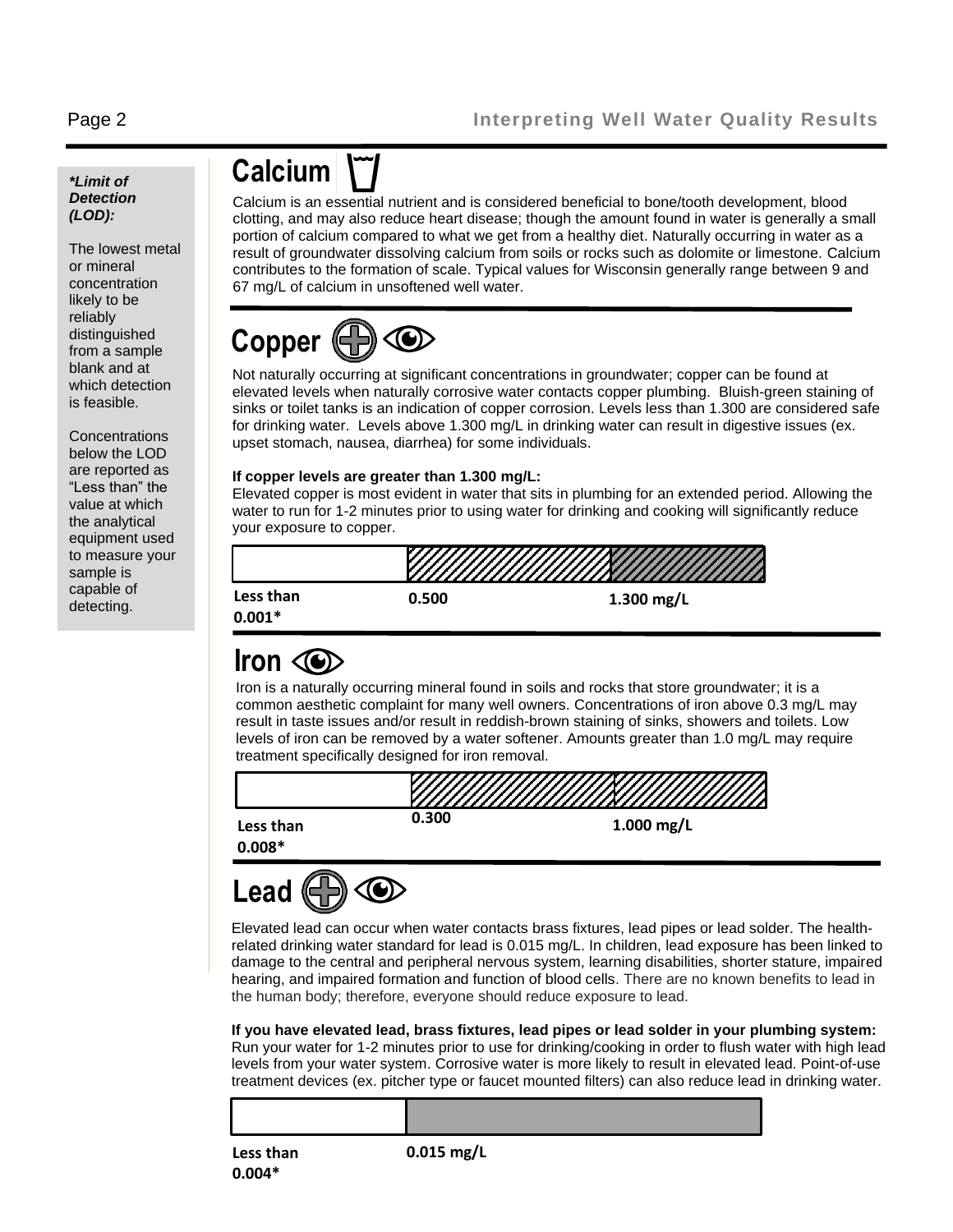> ***Limit of Detection (LOD):***
>
> The lowest metal or mineral concentration likely to be reliably distinguished from a sample blank and at which detection is feasible.
>
> Concentrations below the LOD are reported as "Less than" the value at which the analytical equipment used to measure your sample is capable of detecting.

## Calcium

Calcium is an essential nutrient and is considered beneficial to bone/tooth development, blood clotting, and may also reduce heart disease; though the amount found in water is generally a small portion of calcium compared to what we get from a healthy diet. Naturally occurring in water as a result of groundwater dissolving calcium from soils or rocks such as dolomite or limestone. Calcium contributes to the formation of scale. Typical values for Wisconsin generally range between 9 and 67 mg/L of calcium in unsoftened well water.

## Copper

Not naturally occurring at significant concentrations in groundwater; copper can be found at elevated levels when naturally corrosive water contacts copper plumbing. Bluish-green staining of sinks or toilet tanks is an indication of copper corrosion. Levels less than 1.300 are considered safe for drinking water. Levels above 1.300 mg/L in drinking water can result in digestive issues (ex. upset stomach, nausea, diarrhea) for some individuals.

**If copper levels are greater than 1.300 mg/L:**
Elevated copper is most evident in water that sits in plumbing for an extended period. Allowing the water to run for 1-2 minutes prior to using water for drinking and cooking will significantly reduce your exposure to copper.

| Less than 0.001* | 0.500 | 1.300 mg/L |
|---|---|---|

## Iron

Iron is a naturally occurring mineral found in soils and rocks that store groundwater; it is a common aesthetic complaint for many well owners. Concentrations of iron above 0.3 mg/L may result in taste issues and/or result in reddish-brown staining of sinks, showers and toilets. Low levels of iron can be removed by a water softener. Amounts greater than 1.0 mg/L may require treatment specifically designed for iron removal.

| Less than 0.008* | 0.300 | 1.000 mg/L |
|---|---|---|

## Lead

Elevated lead can occur when water contacts brass fixtures, lead pipes or lead solder. The health-related drinking water standard for lead is 0.015 mg/L. In children, lead exposure has been linked to damage to the central and peripheral nervous system, learning disabilities, shorter stature, impaired hearing, and impaired formation and function of blood cells. There are no known benefits to lead in the human body; therefore, everyone should reduce exposure to lead.

**If you have elevated lead, brass fixtures, lead pipes or lead solder in your plumbing system:**
Run your water for 1-2 minutes prior to use for drinking/cooking in order to flush water with high lead levels from your water system. Corrosive water is more likely to result in elevated lead. Point-of-use treatment devices (ex. pitcher type or faucet mounted filters) can also reduce lead in drinking water.

| Less than 0.004* | 0.015 mg/L |
|---|---|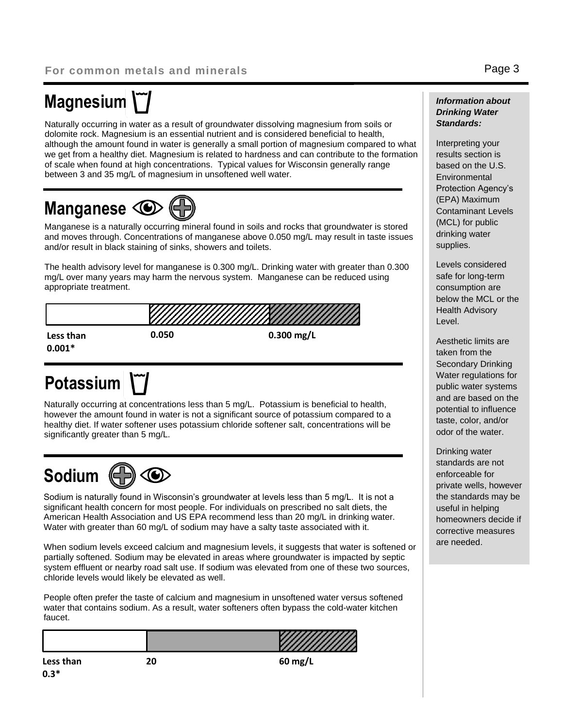For common metals and minerals

# Magnesium

Naturally occurring in water as a result of groundwater dissolving magnesium from soils or dolomite rock. Magnesium is an essential nutrient and is considered beneficial to health, although the amount found in water is generally a small portion of magnesium compared to what we get from a healthy diet. Magnesium is related to hardness and can contribute to the formation of scale when found at high concentrations. Typical values for Wisconsin generally range between 3 and 35 mg/L of magnesium in unsoftened well water.

# Manganese

Manganese is a naturally occurring mineral found in soils and rocks that groundwater is stored and moves through. Concentrations of manganese above 0.050 mg/L may result in taste issues and/or result in black staining of sinks, showers and toilets.

The health advisory level for manganese is 0.300 mg/L. Drinking water with greater than 0.300 mg/L over many years may harm the nervous system. Manganese can be reduced using appropriate treatment.

**Less than 0.001*** | **0.050** | **0.300 mg/L**

# Potassium

Naturally occurring at concentrations less than 5 mg/L. Potassium is beneficial to health, however the amount found in water is not a significant source of potassium compared to a healthy diet. If water softener uses potassium chloride softener salt, concentrations will be significantly greater than 5 mg/L.

# Sodium

Sodium is naturally found in Wisconsin's groundwater at levels less than 5 mg/L. It is not a significant health concern for most people. For individuals on prescribed no salt diets, the American Health Association and US EPA recommend less than 20 mg/L in drinking water. Water with greater than 60 mg/L of sodium may have a salty taste associated with it.

When sodium levels exceed calcium and magnesium levels, it suggests that water is softened or partially softened. Sodium may be elevated in areas where groundwater is impacted by septic system effluent or nearby road salt use. If sodium was elevated from one of these two sources, chloride levels would likely be elevated as well.

People often prefer the taste of calcium and magnesium in unsoftened water versus softened water that contains sodium. As a result, water softeners often bypass the cold-water kitchen faucet.

**Less than 0.3*** | **20** | **60 mg/L**

***Information about Drinking Water Standards:***

Interpreting your results section is based on the U.S. Environmental Protection Agency's (EPA) Maximum Contaminant Levels (MCL) for public drinking water supplies.

Levels considered safe for long-term consumption are below the MCL or the Health Advisory Level.

Aesthetic limits are taken from the Secondary Drinking Water regulations for public water systems and are based on the potential to influence taste, color, and/or odor of the water.

Drinking water standards are not enforceable for private wells, however the standards may be useful in helping homeowners decide if corrective measures are needed.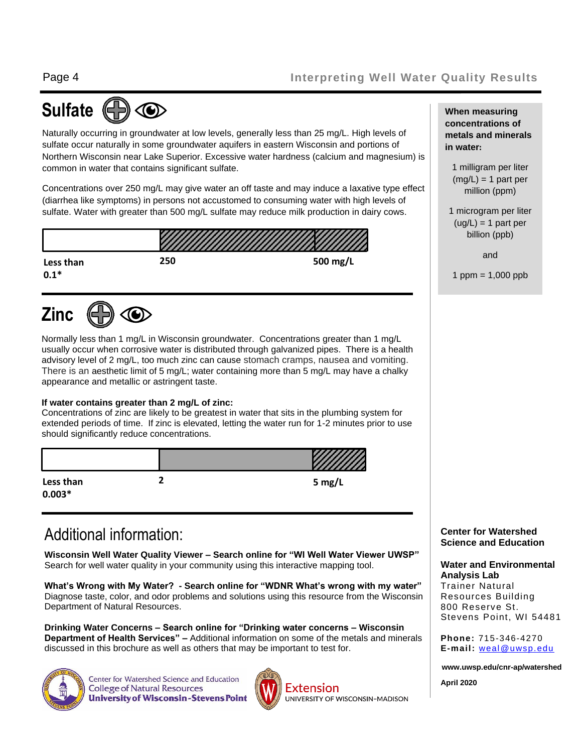## Sulfate

Naturally occurring in groundwater at low levels, generally less than 25 mg/L. High levels of sulfate occur naturally in some groundwater aquifers in eastern Wisconsin and portions of Northern Wisconsin near Lake Superior. Excessive water hardness (calcium and magnesium) is common in water that contains significant sulfate.

Concentrations over 250 mg/L may give water an off taste and may induce a laxative type effect (diarrhea like symptoms) in persons not accustomed to consuming water with high levels of sulfate. Water with greater than 500 mg/L sulfate may reduce milk production in dairy cows.

Less than 0.1*

250

500 mg/L

## Zinc

Normally less than 1 mg/L in Wisconsin groundwater. Concentrations greater than 1 mg/L usually occur when corrosive water is distributed through galvanized pipes. There is a health advisory level of 2 mg/L, too much zinc can cause stomach cramps, nausea and vomiting. There is an aesthetic limit of 5 mg/L; water containing more than 5 mg/L may have a chalky appearance and metallic or astringent taste.

**If water contains greater than 2 mg/L of zinc:**
Concentrations of zinc are likely to be greatest in water that sits in the plumbing system for extended periods of time. If zinc is elevated, letting the water run for 1-2 minutes prior to use should significantly reduce concentrations.

Less than 0.003*

2

5 mg/L

## Additional information:

**Wisconsin Well Water Quality Viewer – Search online for "WI Well Water Viewer UWSP"**
Search for well water quality in your community using this interactive mapping tool.

**What's Wrong with My Water? - Search online for "WDNR What's wrong with my water"**
Diagnose taste, color, and odor problems and solutions using this resource from the Wisconsin Department of Natural Resources.

**Drinking Water Concerns – Search online for "Drinking water concerns – Wisconsin Department of Health Services" –** Additional information on some of the metals and minerals discussed in this brochure as well as others that may be important to test for.

Center for Watershed Science and Education
College of Natural Resources
**University of Wisconsin-Stevens Point**

Extension
UNIVERSITY OF WISCONSIN-MADISON

**When measuring concentrations of metals and minerals in water:**

1 milligram per liter (mg/L) = 1 part per million (ppm)

1 microgram per liter (ug/L) = 1 part per billion (ppb)

and

1 ppm = 1,000 ppb

**Center for Watershed Science and Education**

**Water and Environmental Analysis Lab**
Trainer Natural Resources Building
800 Reserve St.
Stevens Point, WI 54481

**Phone:** 715-346-4270
**E-mail:** weal@uwsp.edu

**www.uwsp.edu/cnr-ap/watershed**

**April 2020**